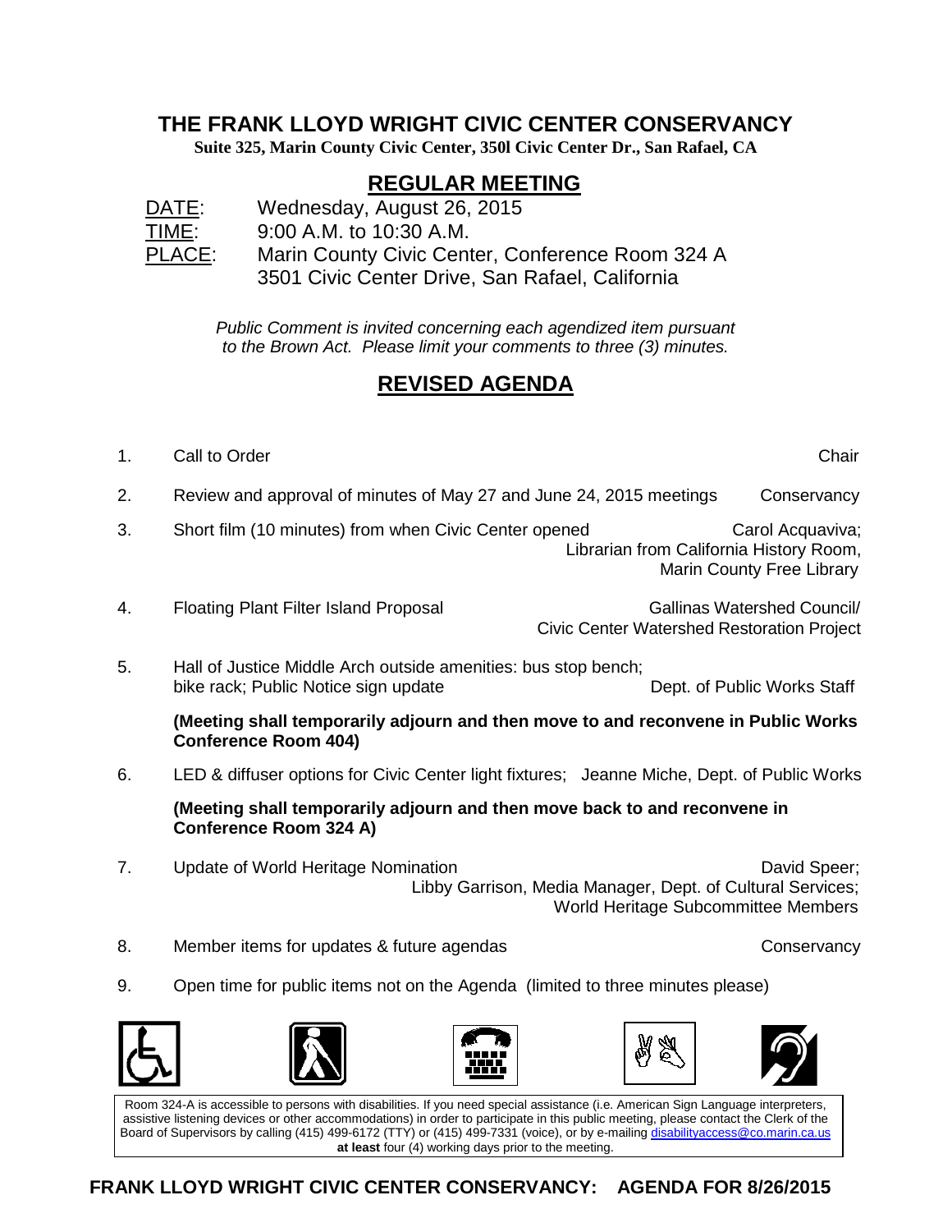# THE FRANK LLOYD WRIGHT CIVIC CENTER CONSERVANCY

**Suite 325, Marin County Civic Center, 350l Civic Center Dr., San Rafael, CA**

## REGULAR MEETING

DATE: Wednesday, August 26, 2015
TIME: 9:00 A.M. to 10:30 A.M.
PLACE: Marin County Civic Center, Conference Room 324 A
3501 Civic Center Drive, San Rafael, California

*Public Comment is invited concerning each agendized item pursuant to the Brown Act. Please limit your comments to three (3) minutes.*

## REVISED AGENDA

1. Call to Order — Chair
2. Review and approval of minutes of May 27 and June 24, 2015 meetings — Conservancy
3. Short film (10 minutes) from when Civic Center opened — Carol Acquaviva; Librarian from California History Room, Marin County Free Library
4. Floating Plant Filter Island Proposal — Gallinas Watershed Council/ Civic Center Watershed Restoration Project
5. Hall of Justice Middle Arch outside amenities: bus stop bench; bike rack; Public Notice sign update — Dept. of Public Works Staff

   **(Meeting shall temporarily adjourn and then move to and reconvene in Public Works Conference Room 404)**

6. LED & diffuser options for Civic Center light fixtures; — Jeanne Miche, Dept. of Public Works

   **(Meeting shall temporarily adjourn and then move back to and reconvene in Conference Room 324 A)**

7. Update of World Heritage Nomination — David Speer; Libby Garrison, Media Manager, Dept. of Cultural Services; World Heritage Subcommittee Members
8. Member items for updates & future agendas — Conservancy
9. Open time for public items not on the Agenda (limited to three minutes please)

Room 324-A is accessible to persons with disabilities. If you need special assistance (i.e. American Sign Language interpreters, assistive listening devices or other accommodations) in order to participate in this public meeting, please contact the Clerk of the Board of Supervisors by calling (415) 499-6172 (TTY) or (415) 499-7331 (voice), or by e-mailing disabilityaccess@co.marin.ca.us **at least** four (4) working days prior to the meeting.

**FRANK LLOYD WRIGHT CIVIC CENTER CONSERVANCY: AGENDA FOR 8/26/2015**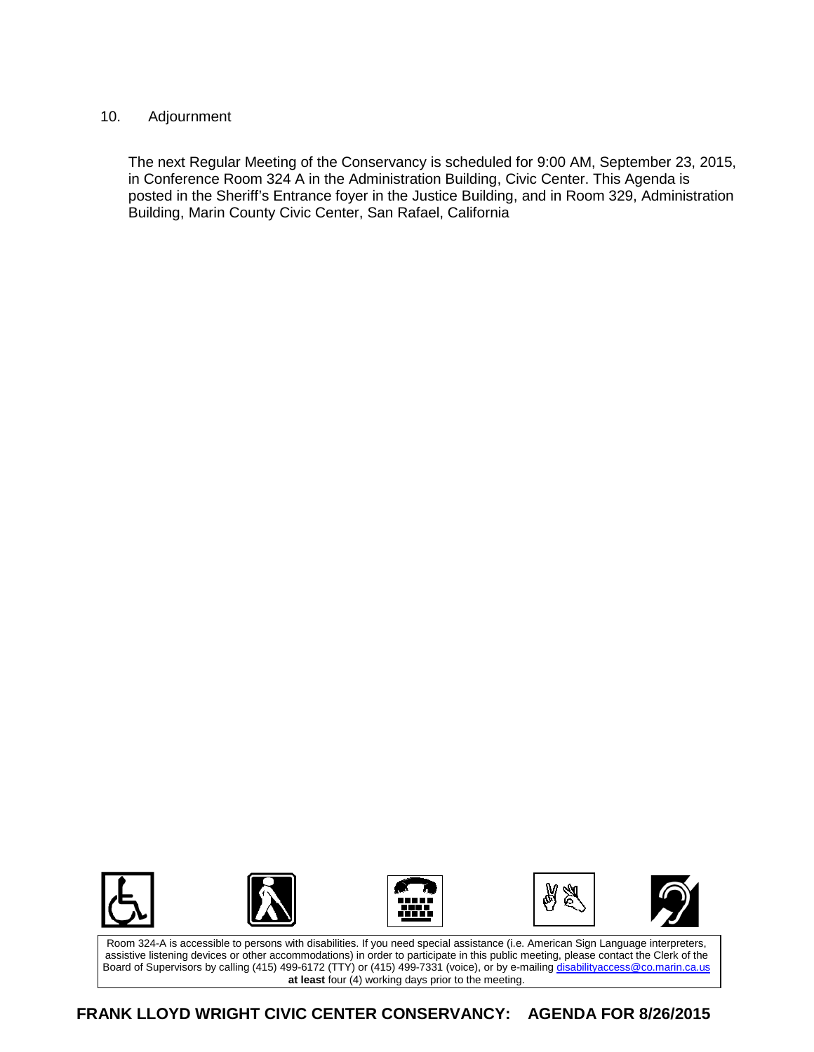10. Adjournment

The next Regular Meeting of the Conservancy is scheduled for 9:00 AM, September 23, 2015, in Conference Room 324 A in the Administration Building, Civic Center. This Agenda is posted in the Sheriff's Entrance foyer in the Justice Building, and in Room 329, Administration Building, Marin County Civic Center, San Rafael, California

Room 324-A is accessible to persons with disabilities. If you need special assistance (i.e. American Sign Language interpreters, assistive listening devices or other accommodations) in order to participate in this public meeting, please contact the Clerk of the Board of Supervisors by calling (415) 499-6172 (TTY) or (415) 499-7331 (voice), or by e-mailing disabilityaccess@co.marin.ca.us **at least** four (4) working days prior to the meeting.

**FRANK LLOYD WRIGHT CIVIC CENTER CONSERVANCY: AGENDA FOR 8/26/2015**